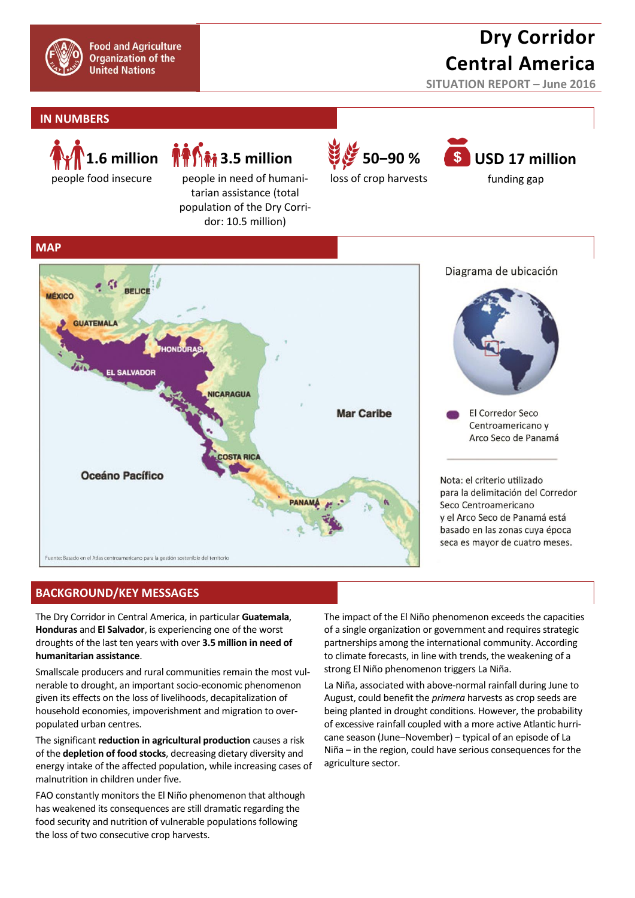Food and Agriculture Organization of the United Nations

# Dry Corridor Central America

SITUATION REPORT – June 2016

## IN NUMBERS

**1.6 million**
people food insecure

**3.5 million**
people in need of humanitarian assistance (total population of the Dry Corridor: 10.5 million)

**50–90 %**
loss of crop harvests

**USD 17 million**
funding gap

## MAP

Diagrama de ubicación

El Corredor Seco Centroamericano y Arco Seco de Panamá

Nota: el criterio utilizado para la delimitación del Corredor Seco Centroamericano y el Arco Seco de Panamá está basado en las zonas cuya época seca es mayor de cuatro meses.

Fuente: Basado en el Atlas centroamericano para la gestión sostenible del territorio

## BACKGROUND/KEY MESSAGES

The Dry Corridor in Central America, in particular **Guatemala**, **Honduras** and **El Salvador**, is experiencing one of the worst droughts of the last ten years with over **3.5 million in need of humanitarian assistance**.

Smallscale producers and rural communities remain the most vulnerable to drought, an important socio-economic phenomenon given its effects on the loss of livelihoods, decapitalization of household economies, impoverishment and migration to overpopulated urban centres.

The significant **reduction in agricultural production** causes a risk of the **depletion of food stocks**, decreasing dietary diversity and energy intake of the affected population, while increasing cases of malnutrition in children under five.

FAO constantly monitors the El Niño phenomenon that although has weakened its consequences are still dramatic regarding the food security and nutrition of vulnerable populations following the loss of two consecutive crop harvests.

The impact of the El Niño phenomenon exceeds the capacities of a single organization or government and requires strategic partnerships among the international community. According to climate forecasts, in line with trends, the weakening of a strong El Niño phenomenon triggers La Niña.

La Niña, associated with above-normal rainfall during June to August, could benefit the *primera* harvests as crop seeds are being planted in drought conditions. However, the probability of excessive rainfall coupled with a more active Atlantic hurricane season (June–November) – typical of an episode of La Niña – in the region, could have serious consequences for the agriculture sector.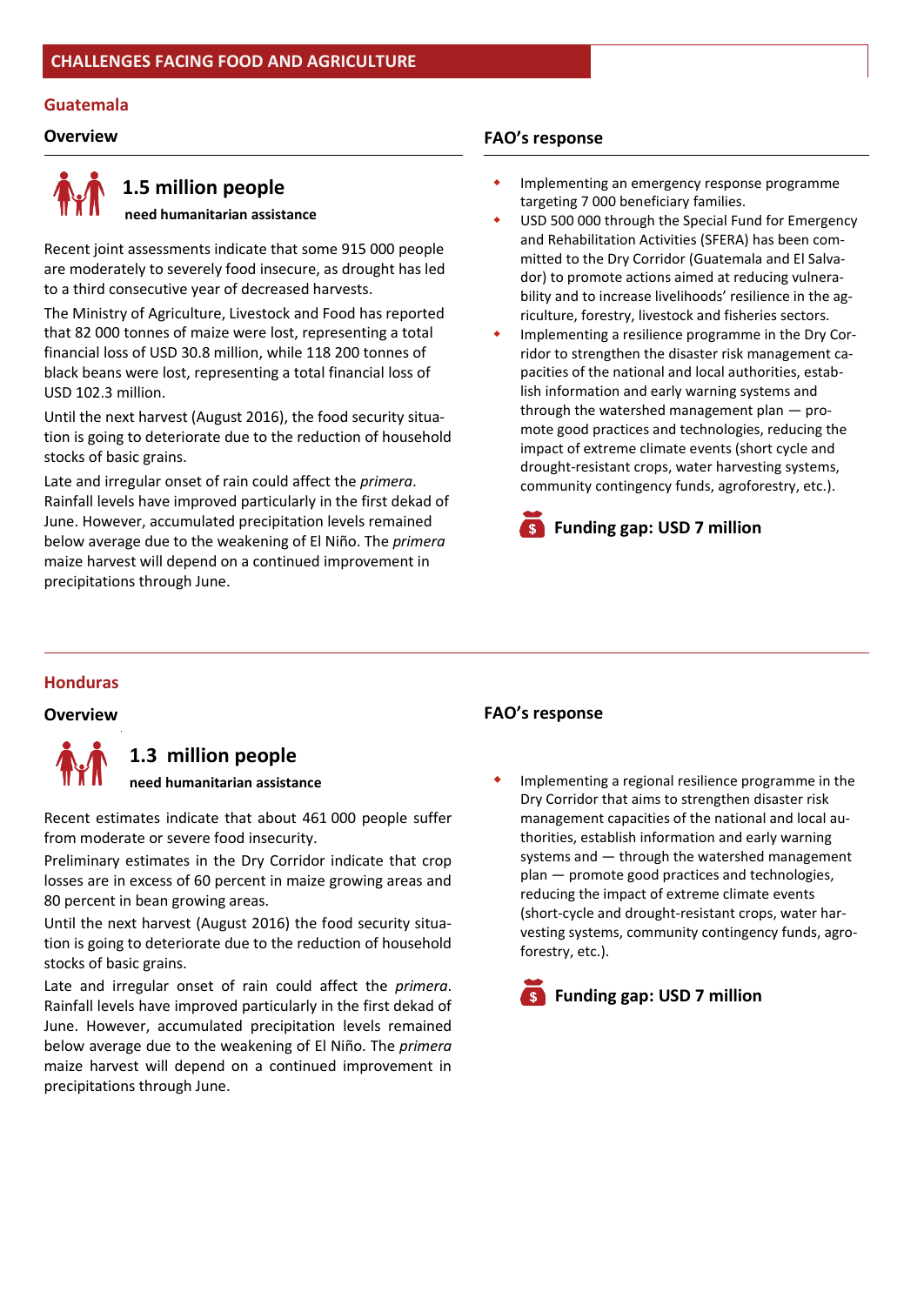# CHALLENGES FACING FOOD AND AGRICULTURE

## Guatemala

### Overview

**1.5 million people**

**need humanitarian assistance**

Recent joint assessments indicate that some 915 000 people are moderately to severely food insecure, as drought has led to a third consecutive year of decreased harvests.

The Ministry of Agriculture, Livestock and Food has reported that 82 000 tonnes of maize were lost, representing a total financial loss of USD 30.8 million, while 118 200 tonnes of black beans were lost, representing a total financial loss of USD 102.3 million.

Until the next harvest (August 2016), the food security situation is going to deteriorate due to the reduction of household stocks of basic grains.

Late and irregular onset of rain could affect the *primera*. Rainfall levels have improved particularly in the first dekad of June. However, accumulated precipitation levels remained below average due to the weakening of El Niño. The *primera* maize harvest will depend on a continued improvement in precipitations through June.

### FAO's response

- Implementing an emergency response programme targeting 7 000 beneficiary families.
- USD 500 000 through the Special Fund for Emergency and Rehabilitation Activities (SFERA) has been committed to the Dry Corridor (Guatemala and El Salvador) to promote actions aimed at reducing vulnerability and to increase livelihoods' resilience in the agriculture, forestry, livestock and fisheries sectors.
- Implementing a resilience programme in the Dry Corridor to strengthen the disaster risk management capacities of the national and local authorities, establish information and early warning systems and through the watershed management plan — promote good practices and technologies, reducing the impact of extreme climate events (short cycle and drought-resistant crops, water harvesting systems, community contingency funds, agroforestry, etc.).

**Funding gap: USD 7 million**

## Honduras

### Overview

**1.3 million people**

**need humanitarian assistance**

Recent estimates indicate that about 461 000 people suffer from moderate or severe food insecurity.

Preliminary estimates in the Dry Corridor indicate that crop losses are in excess of 60 percent in maize growing areas and 80 percent in bean growing areas.

Until the next harvest (August 2016) the food security situation is going to deteriorate due to the reduction of household stocks of basic grains.

Late and irregular onset of rain could affect the *primera*. Rainfall levels have improved particularly in the first dekad of June. However, accumulated precipitation levels remained below average due to the weakening of El Niño. The *primera* maize harvest will depend on a continued improvement in precipitations through June.

### FAO's response

- Implementing a regional resilience programme in the Dry Corridor that aims to strengthen disaster risk management capacities of the national and local authorities, establish information and early warning systems and — through the watershed management plan — promote good practices and technologies, reducing the impact of extreme climate events (short-cycle and drought-resistant crops, water harvesting systems, community contingency funds, agroforestry, etc.).

**Funding gap: USD 7 million**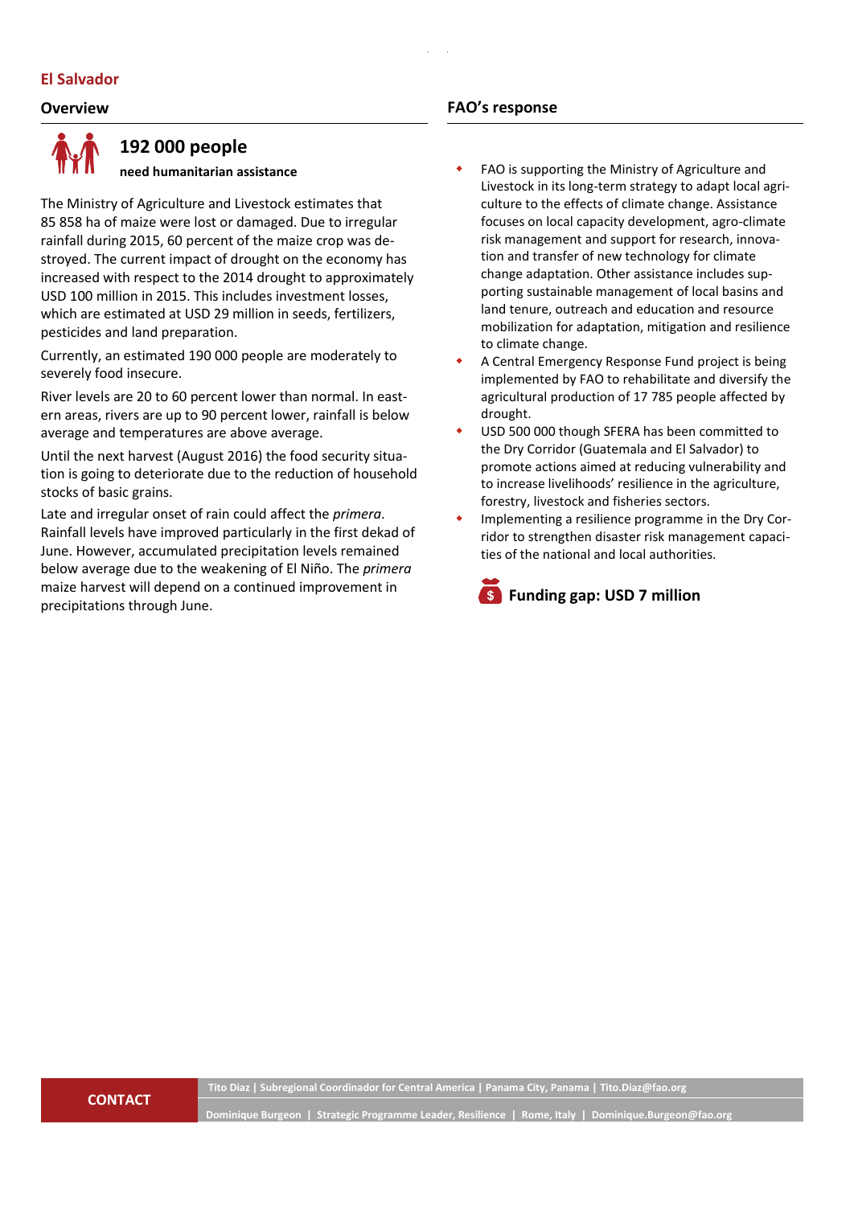## El Salvador

### Overview

**192 000 people**

**need humanitarian assistance**

The Ministry of Agriculture and Livestock estimates that 85 858 ha of maize were lost or damaged. Due to irregular rainfall during 2015, 60 percent of the maize crop was destroyed. The current impact of drought on the economy has increased with respect to the 2014 drought to approximately USD 100 million in 2015. This includes investment losses, which are estimated at USD 29 million in seeds, fertilizers, pesticides and land preparation.

Currently, an estimated 190 000 people are moderately to severely food insecure.

River levels are 20 to 60 percent lower than normal. In eastern areas, rivers are up to 90 percent lower, rainfall is below average and temperatures are above average.

Until the next harvest (August 2016) the food security situation is going to deteriorate due to the reduction of household stocks of basic grains.

Late and irregular onset of rain could affect the *primera*. Rainfall levels have improved particularly in the first dekad of June. However, accumulated precipitation levels remained below average due to the weakening of El Niño. The *primera* maize harvest will depend on a continued improvement in precipitations through June.

### FAO's response

- FAO is supporting the Ministry of Agriculture and Livestock in its long-term strategy to adapt local agriculture to the effects of climate change. Assistance focuses on local capacity development, agro-climate risk management and support for research, innovation and transfer of new technology for climate change adaptation. Other assistance includes supporting sustainable management of local basins and land tenure, outreach and education and resource mobilization for adaptation, mitigation and resilience to climate change.
- A Central Emergency Response Fund project is being implemented by FAO to rehabilitate and diversify the agricultural production of 17 785 people affected by drought.
- USD 500 000 though SFERA has been committed to the Dry Corridor (Guatemala and El Salvador) to promote actions aimed at reducing vulnerability and to increase livelihoods' resilience in the agriculture, forestry, livestock and fisheries sectors.
- Implementing a resilience programme in the Dry Corridor to strengthen disaster risk management capacities of the national and local authorities.

**Funding gap: USD 7 million**

**CONTACT**

Tito Diaz | Subregional Coordinador for Central America | Panama City, Panama | Tito.Diaz@fao.org

Dominique Burgeon | Strategic Programme Leader, Resilience | Rome, Italy | Dominique.Burgeon@fao.org